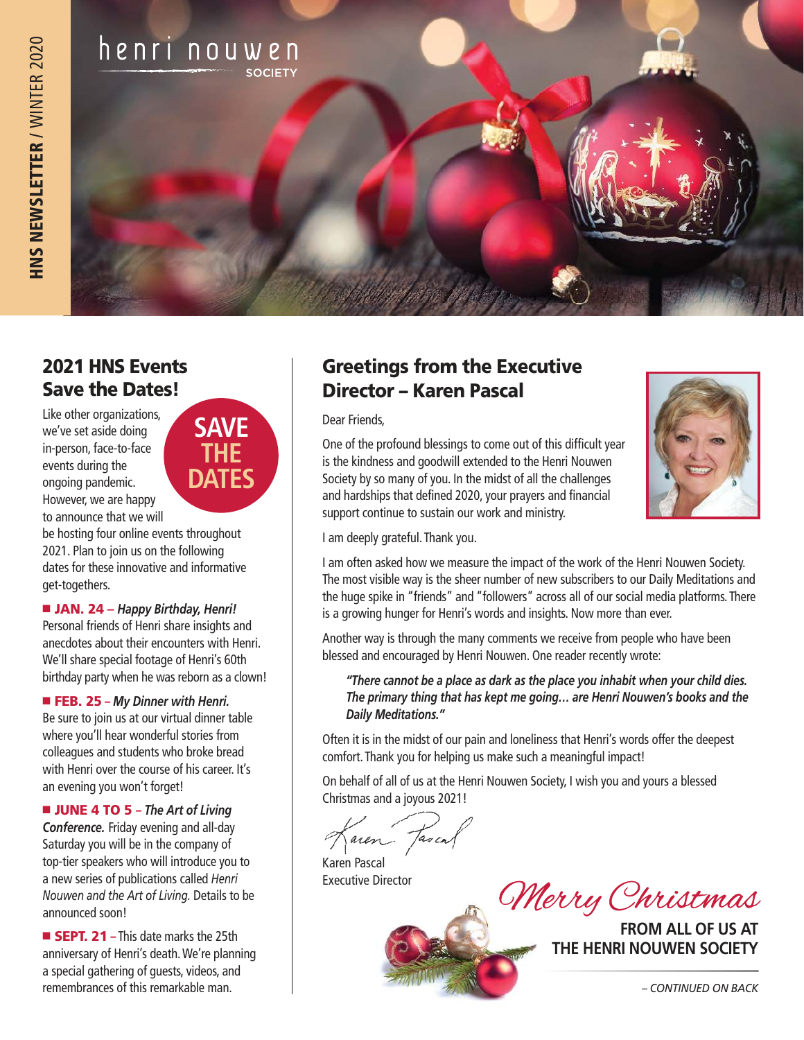# henri nouwen SOCIETY

HNS NEWSLETTER / WINTER 2020

## 2021 HNS Events Save the Dates!

**SAVE THE DATES**

Like other organizations, we've set aside doing in-person, face-to-face events during the ongoing pandemic. However, we are happy to announce that we will be hosting four online events throughout 2021. Plan to join us on the following dates for these innovative and informative get-togethers.

- **JAN. 24 –** ***Happy Birthday, Henri!*** Personal friends of Henri share insights and anecdotes about their encounters with Henri. We'll share special footage of Henri's 60th birthday party when he was reborn as a clown!

- **FEB. 25 –** ***My Dinner with Henri.*** Be sure to join us at our virtual dinner table where you'll hear wonderful stories from colleagues and students who broke bread with Henri over the course of his career. It's an evening you won't forget!

- **JUNE 4 TO 5 –** ***The Art of Living Conference.*** Friday evening and all-day Saturday you will be in the company of top-tier speakers who will introduce you to a new series of publications called *Henri Nouwen and the Art of Living.* Details to be announced soon!

- **SEPT. 21 –** This date marks the 25th anniversary of Henri's death. We're planning a special gathering of guests, videos, and remembrances of this remarkable man.

## Greetings from the Executive Director – Karen Pascal

Dear Friends,

One of the profound blessings to come out of this difficult year is the kindness and goodwill extended to the Henri Nouwen Society by so many of you. In the midst of all the challenges and hardships that defined 2020, your prayers and financial support continue to sustain our work and ministry.

I am deeply grateful. Thank you.

I am often asked how we measure the impact of the work of the Henri Nouwen Society. The most visible way is the sheer number of new subscribers to our Daily Meditations and the huge spike in "friends" and "followers" across all of our social media platforms. There is a growing hunger for Henri's words and insights. Now more than ever.

Another way is through the many comments we receive from people who have been blessed and encouraged by Henri Nouwen. One reader recently wrote:

> ***"There cannot be a place as dark as the place you inhabit when your child dies. The primary thing that has kept me going… are Henri Nouwen's books and the Daily Meditations."***

Often it is in the midst of our pain and loneliness that Henri's words offer the deepest comfort. Thank you for helping us make such a meaningful impact!

On behalf of all of us at the Henri Nouwen Society, I wish you and yours a blessed Christmas and a joyous 2021!

Karen Pascal
Karen Pascal
Executive Director

*Merry Christmas*

**FROM ALL OF US AT THE HENRI NOUWEN SOCIETY**

*– CONTINUED ON BACK*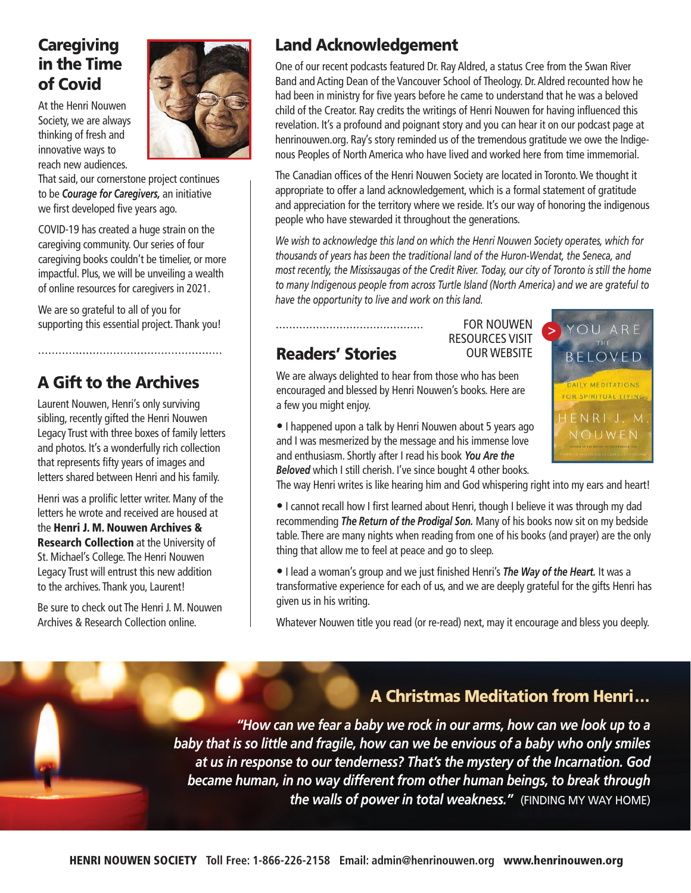## Caregiving in the Time of Covid

At the Henri Nouwen Society, we are always thinking of fresh and innovative ways to reach new audiences. That said, our cornerstone project continues to be ***Courage for Caregivers,*** an initiative we first developed five years ago.

COVID-19 has created a huge strain on the caregiving community. Our series of four caregiving books couldn't be timelier, or more impactful. Plus, we will be unveiling a wealth of online resources for caregivers in 2021.

We are so grateful to all of you for supporting this essential project. Thank you!

## A Gift to the Archives

Laurent Nouwen, Henri's only surviving sibling, recently gifted the Henri Nouwen Legacy Trust with three boxes of family letters and photos. It's a wonderfully rich collection that represents fifty years of images and letters shared between Henri and his family.

Henri was a prolific letter writer. Many of the letters he wrote and received are housed at the **Henri J. M. Nouwen Archives & Research Collection** at the University of St. Michael's College. The Henri Nouwen Legacy Trust will entrust this new addition to the archives. Thank you, Laurent!

Be sure to check out The Henri J. M. Nouwen Archives & Research Collection online.

## Land Acknowledgement

One of our recent podcasts featured Dr. Ray Aldred, a status Cree from the Swan River Band and Acting Dean of the Vancouver School of Theology. Dr. Aldred recounted how he had been in ministry for five years before he came to understand that he was a beloved child of the Creator. Ray credits the writings of Henri Nouwen for having influenced this revelation. It's a profound and poignant story and you can hear it on our podcast page at henrinouwen.org. Ray's story reminded us of the tremendous gratitude we owe the Indigenous Peoples of North America who have lived and worked here from time immemorial.

The Canadian offices of the Henri Nouwen Society are located in Toronto. We thought it appropriate to offer a land acknowledgement, which is a formal statement of gratitude and appreciation for the territory where we reside. It's our way of honoring the indigenous people who have stewarded it throughout the generations.

*We wish to acknowledge this land on which the Henri Nouwen Society operates, which for thousands of years has been the traditional land of the Huron-Wendat, the Seneca, and most recently, the Mississaugas of the Credit River. Today, our city of Toronto is still the home to many Indigenous people from across Turtle Island (North America) and we are grateful to have the opportunity to live and work on this land.*

FOR NOUWEN RESOURCES VISIT OUR WEBSITE

## Readers' Stories

We are always delighted to hear from those who has been encouraged and blessed by Henri Nouwen's books. Here are a few you might enjoy.

- I happened upon a talk by Henri Nouwen about 5 years ago and I was mesmerized by the message and his immense love and enthusiasm. Shortly after I read his book ***You Are the Beloved*** which I still cherish. I've since bought 4 other books. The way Henri writes is like hearing him and God whispering right into my ears and heart!
- I cannot recall how I first learned about Henri, though I believe it was through my dad recommending ***The Return of the Prodigal Son.*** Many of his books now sit on my bedside table. There are many nights when reading from one of his books (and prayer) are the only thing that allow me to feel at peace and go to sleep.
- I lead a woman's group and we just finished Henri's ***The Way of the Heart.*** It was a transformative experience for each of us, and we are deeply grateful for the gifts Henri has given us in his writing.

Whatever Nouwen title you read (or re-read) next, may it encourage and bless you deeply.

## A Christmas Meditation from Henri…

***"How can we fear a baby we rock in our arms, how can we look up to a baby that is so little and fragile, how can we be envious of a baby who only smiles at us in response to our tenderness? That's the mystery of the Incarnation. God became human, in no way different from other human beings, to break through the walls of power in total weakness."*** (FINDING MY WAY HOME)

**HENRI NOUWEN SOCIETY Toll Free: 1-866-226-2158 Email: admin@henrinouwen.org www.henrinouwen.org**